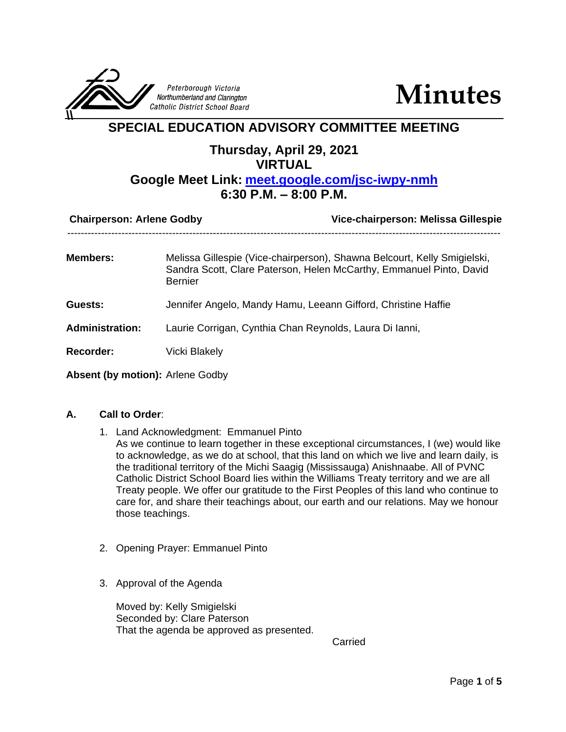Peterborough Victoria Northumberland and Clarington Catholic District School Board

# Minutes

## SPECIAL EDUCATION ADVISORY COMMITTEE MEETING

### Thursday, April 29, 2021
### VIRTUAL
### Google Meet Link: [meet.google.com/jsc-iwpy-nmh](https://meet.google.com/jsc-iwpy-nmh)
### 6:30 P.M. – 8:00 P.M.

**Chairperson: Arlene Godby** **Vice-chairperson: Melissa Gillespie**

---

**Members:** Melissa Gillespie (Vice-chairperson), Shawna Belcourt, Kelly Smigielski, Sandra Scott, Clare Paterson, Helen McCarthy, Emmanuel Pinto, David Bernier

**Guests:** Jennifer Angelo, Mandy Hamu, Leeann Gifford, Christine Haffie

**Administration:** Laurie Corrigan, Cynthia Chan Reynolds, Laura Di Ianni,

**Recorder:** Vicki Blakely

**Absent (by motion):** Arlene Godby

**A. Call to Order**:

1. Land Acknowledgment: Emmanuel Pinto
   As we continue to learn together in these exceptional circumstances, I (we) would like to acknowledge, as we do at school, that this land on which we live and learn daily, is the traditional territory of the Michi Saagig (Mississauga) Anishnaabe. All of PVNC Catholic District School Board lies within the Williams Treaty territory and we are all Treaty people. We offer our gratitude to the First Peoples of this land who continue to care for, and share their teachings about, our earth and our relations. May we honour those teachings.

2. Opening Prayer: Emmanuel Pinto

3. Approval of the Agenda

   Moved by: Kelly Smigielski
   Seconded by: Clare Paterson
   That the agenda be approved as presented.

   Carried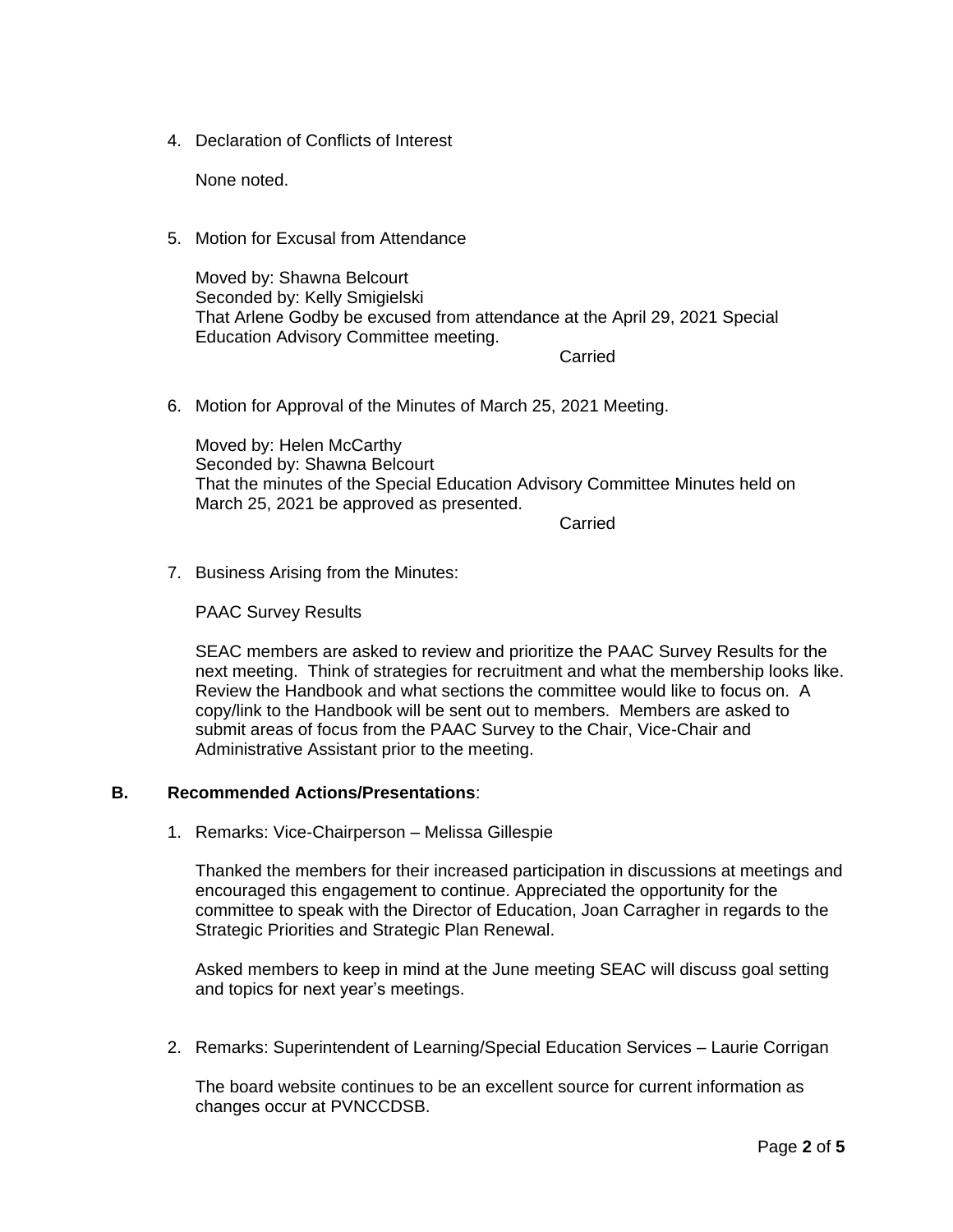4. Declaration of Conflicts of Interest

   None noted.

5. Motion for Excusal from Attendance

   Moved by: Shawna Belcourt
   Seconded by: Kelly Smigielski
   That Arlene Godby be excused from attendance at the April 29, 2021 Special Education Advisory Committee meeting.

   Carried

6. Motion for Approval of the Minutes of March 25, 2021 Meeting.

   Moved by: Helen McCarthy
   Seconded by: Shawna Belcourt
   That the minutes of the Special Education Advisory Committee Minutes held on March 25, 2021 be approved as presented.

   Carried

7. Business Arising from the Minutes:

   PAAC Survey Results

   SEAC members are asked to review and prioritize the PAAC Survey Results for the next meeting. Think of strategies for recruitment and what the membership looks like. Review the Handbook and what sections the committee would like to focus on. A copy/link to the Handbook will be sent out to members. Members are asked to submit areas of focus from the PAAC Survey to the Chair, Vice-Chair and Administrative Assistant prior to the meeting.

## B. Recommended Actions/Presentations:

1. Remarks: Vice-Chairperson – Melissa Gillespie

   Thanked the members for their increased participation in discussions at meetings and encouraged this engagement to continue. Appreciated the opportunity for the committee to speak with the Director of Education, Joan Carragher in regards to the Strategic Priorities and Strategic Plan Renewal.

   Asked members to keep in mind at the June meeting SEAC will discuss goal setting and topics for next year's meetings.

2. Remarks: Superintendent of Learning/Special Education Services – Laurie Corrigan

   The board website continues to be an excellent source for current information as changes occur at PVNCCDSB.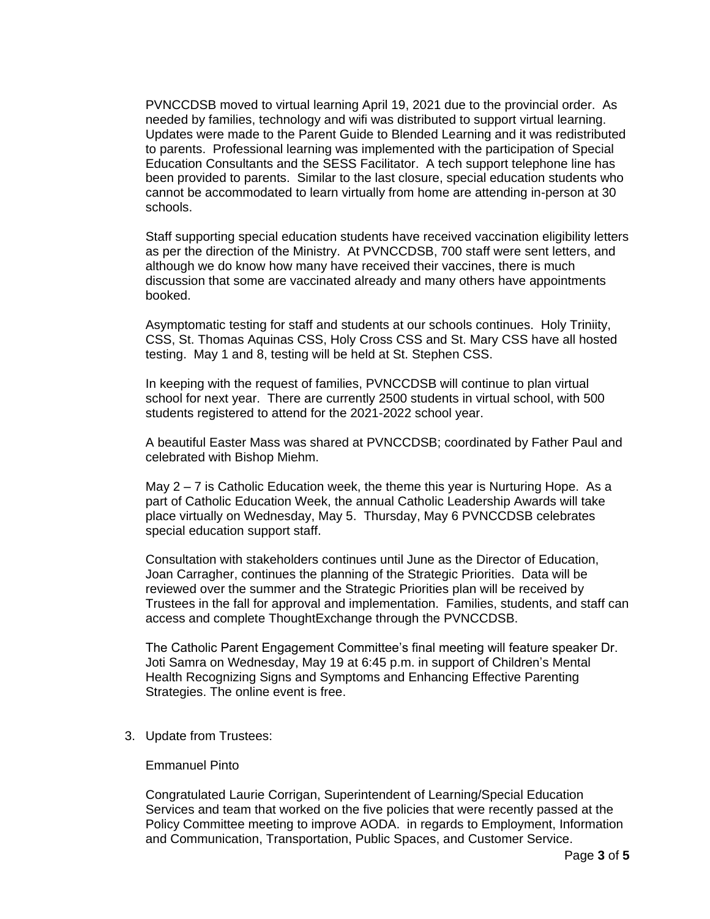PVNCCDSB moved to virtual learning April 19, 2021 due to the provincial order. As needed by families, technology and wifi was distributed to support virtual learning. Updates were made to the Parent Guide to Blended Learning and it was redistributed to parents. Professional learning was implemented with the participation of Special Education Consultants and the SESS Facilitator. A tech support telephone line has been provided to parents. Similar to the last closure, special education students who cannot be accommodated to learn virtually from home are attending in-person at 30 schools.

Staff supporting special education students have received vaccination eligibility letters as per the direction of the Ministry. At PVNCCDSB, 700 staff were sent letters, and although we do know how many have received their vaccines, there is much discussion that some are vaccinated already and many others have appointments booked.

Asymptomatic testing for staff and students at our schools continues. Holy Triniity, CSS, St. Thomas Aquinas CSS, Holy Cross CSS and St. Mary CSS have all hosted testing. May 1 and 8, testing will be held at St. Stephen CSS.

In keeping with the request of families, PVNCCDSB will continue to plan virtual school for next year. There are currently 2500 students in virtual school, with 500 students registered to attend for the 2021-2022 school year.

A beautiful Easter Mass was shared at PVNCCDSB; coordinated by Father Paul and celebrated with Bishop Miehm.

May 2 – 7 is Catholic Education week, the theme this year is Nurturing Hope. As a part of Catholic Education Week, the annual Catholic Leadership Awards will take place virtually on Wednesday, May 5. Thursday, May 6 PVNCCDSB celebrates special education support staff.

Consultation with stakeholders continues until June as the Director of Education, Joan Carragher, continues the planning of the Strategic Priorities. Data will be reviewed over the summer and the Strategic Priorities plan will be received by Trustees in the fall for approval and implementation. Families, students, and staff can access and complete ThoughtExchange through the PVNCCDSB.

The Catholic Parent Engagement Committee's final meeting will feature speaker Dr. Joti Samra on Wednesday, May 19 at 6:45 p.m. in support of Children's Mental Health Recognizing Signs and Symptoms and Enhancing Effective Parenting Strategies. The online event is free.

3. Update from Trustees:

   Emmanuel Pinto

   Congratulated Laurie Corrigan, Superintendent of Learning/Special Education Services and team that worked on the five policies that were recently passed at the Policy Committee meeting to improve AODA. in regards to Employment, Information and Communication, Transportation, Public Spaces, and Customer Service.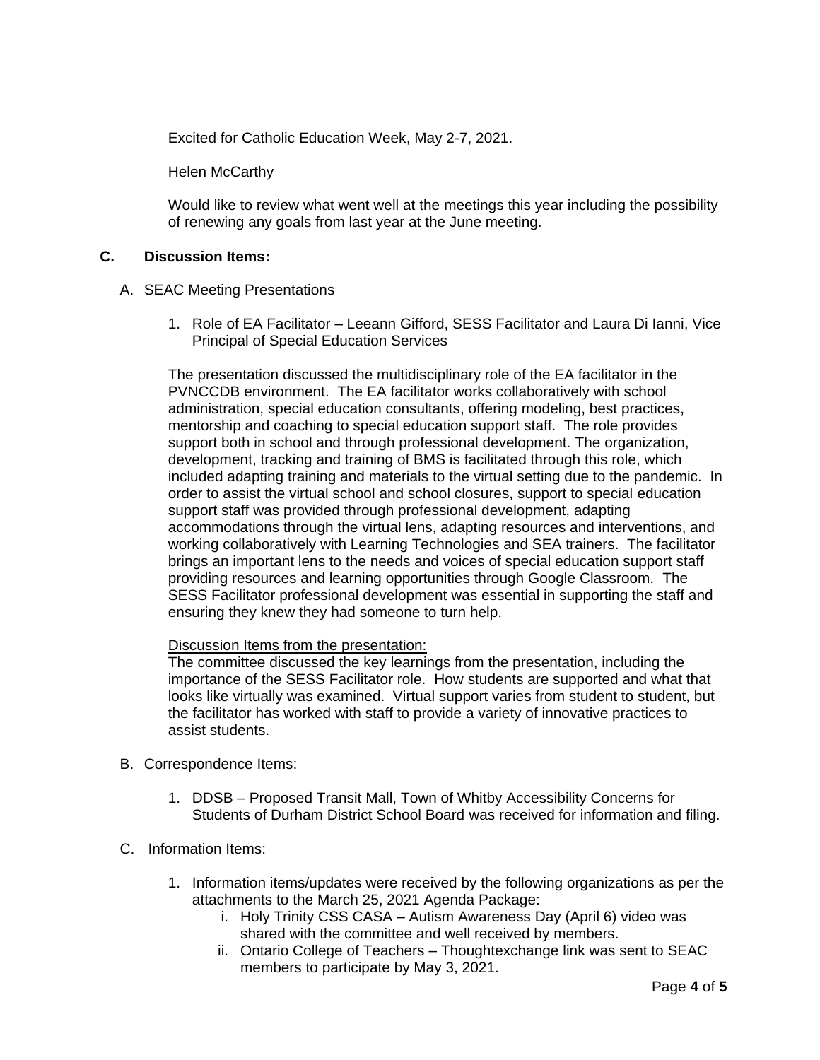Excited for Catholic Education Week, May 2-7, 2021.

Helen McCarthy

Would like to review what went well at the meetings this year including the possibility of renewing any goals from last year at the June meeting.

## C. Discussion Items:

A. SEAC Meeting Presentations

1. Role of EA Facilitator – Leeann Gifford, SESS Facilitator and Laura Di Ianni, Vice Principal of Special Education Services

The presentation discussed the multidisciplinary role of the EA facilitator in the PVNCCDB environment. The EA facilitator works collaboratively with school administration, special education consultants, offering modeling, best practices, mentorship and coaching to special education support staff. The role provides support both in school and through professional development. The organization, development, tracking and training of BMS is facilitated through this role, which included adapting training and materials to the virtual setting due to the pandemic. In order to assist the virtual school and school closures, support to special education support staff was provided through professional development, adapting accommodations through the virtual lens, adapting resources and interventions, and working collaboratively with Learning Technologies and SEA trainers. The facilitator brings an important lens to the needs and voices of special education support staff providing resources and learning opportunities through Google Classroom. The SESS Facilitator professional development was essential in supporting the staff and ensuring they knew they had someone to turn help.

<u>Discussion Items from the presentation:</u>
The committee discussed the key learnings from the presentation, including the importance of the SESS Facilitator role. How students are supported and what that looks like virtually was examined. Virtual support varies from student to student, but the facilitator has worked with staff to provide a variety of innovative practices to assist students.

B. Correspondence Items:

1. DDSB – Proposed Transit Mall, Town of Whitby Accessibility Concerns for Students of Durham District School Board was received for information and filing.

C. Information Items:

1. Information items/updates were received by the following organizations as per the attachments to the March 25, 2021 Agenda Package:
    i. Holy Trinity CSS CASA – Autism Awareness Day (April 6) video was shared with the committee and well received by members.
    ii. Ontario College of Teachers – Thoughtexchange link was sent to SEAC members to participate by May 3, 2021.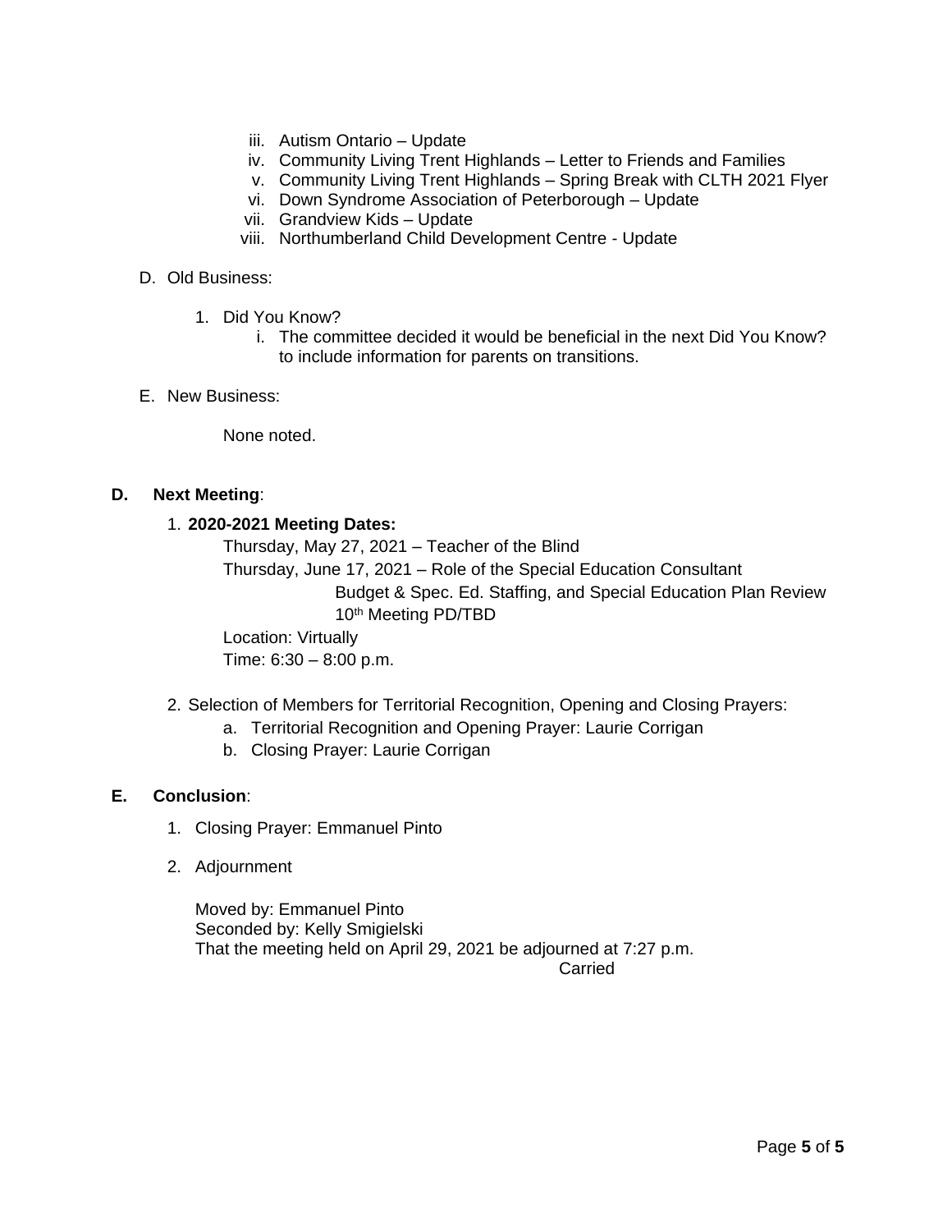iii. Autism Ontario – Update
iv. Community Living Trent Highlands – Letter to Friends and Families
v. Community Living Trent Highlands – Spring Break with CLTH 2021 Flyer
vi. Down Syndrome Association of Peterborough – Update
vii. Grandview Kids – Update
viii. Northumberland Child Development Centre - Update

D. Old Business:

1. Did You Know?
   i. The committee decided it would be beneficial in the next Did You Know? to include information for parents on transitions.

E. New Business:

None noted.

**D. Next Meeting**:

1. **2020-2021 Meeting Dates:**

   Thursday, May 27, 2021 – Teacher of the Blind
   Thursday, June 17, 2021 – Role of the Special Education Consultant
   Budget & Spec. Ed. Staffing, and Special Education Plan Review
   10th Meeting PD/TBD
   Location: Virtually
   Time: 6:30 – 8:00 p.m.

2. Selection of Members for Territorial Recognition, Opening and Closing Prayers:
   a. Territorial Recognition and Opening Prayer: Laurie Corrigan
   b. Closing Prayer: Laurie Corrigan

**E. Conclusion**:

1. Closing Prayer: Emmanuel Pinto

2. Adjournment

   Moved by: Emmanuel Pinto
   Seconded by: Kelly Smigielski
   That the meeting held on April 29, 2021 be adjourned at 7:27 p.m.

   Carried